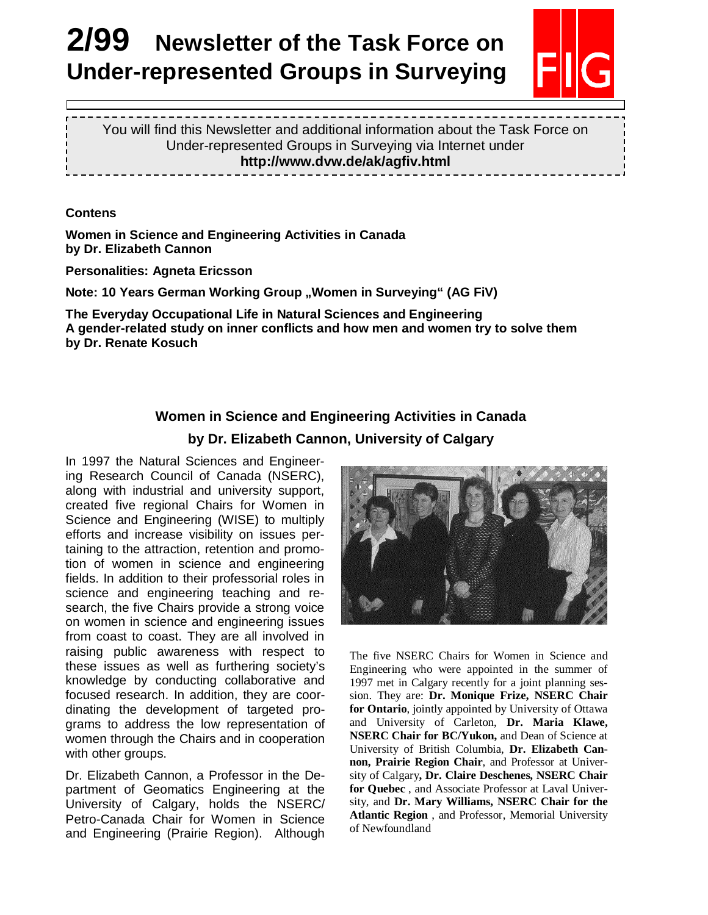# 2/99 Newsletter of the Task Force on Under-represented Groups in Surveying

FIG

You will find this Newsletter and additional information about the Task Force on Under-represented Groups in Surveying via Internet under
**http://www.dvw.de/ak/agfiv.html**

**Contens**

**Women in Science and Engineering Activities in Canada**
**by Dr. Elizabeth Cannon**

**Personalities: Agneta Ericsson**

**Note: 10 Years German Working Group „Women in Surveying" (AG FiV)**

**The Everyday Occupational Life in Natural Sciences and Engineering**
**A gender-related study on inner conflicts and how men and women try to solve them**
**by Dr. Renate Kosuch**

## Women in Science and Engineering Activities in Canada

### by Dr. Elizabeth Cannon, University of Calgary

In 1997 the Natural Sciences and Engineering Research Council of Canada (NSERC), along with industrial and university support, created five regional Chairs for Women in Science and Engineering (WISE) to multiply efforts and increase visibility on issues pertaining to the attraction, retention and promotion of women in science and engineering fields. In addition to their professorial roles in science and engineering teaching and research, the five Chairs provide a strong voice on women in science and engineering issues from coast to coast. They are all involved in raising public awareness with respect to these issues as well as furthering society's knowledge by conducting collaborative and focused research. In addition, they are coordinating the development of targeted programs to address the low representation of women through the Chairs and in cooperation with other groups.

The five NSERC Chairs for Women in Science and Engineering who were appointed in the summer of 1997 met in Calgary recently for a joint planning session. They are: **Dr. Monique Frize, NSERC Chair for Ontario**, jointly appointed by University of Ottawa and University of Carleton, **Dr. Maria Klawe, NSERC Chair for BC/Yukon,** and Dean of Science at University of British Columbia, **Dr. Elizabeth Cannon, Prairie Region Chair**, and Professor at University of Calgary**, Dr. Claire Deschenes, NSERC Chair for Quebec** , and Associate Professor at Laval University, and **Dr. Mary Williams, NSERC Chair for the Atlantic Region** , and Professor, Memorial University of Newfoundland

Dr. Elizabeth Cannon, a Professor in the Department of Geomatics Engineering at the University of Calgary, holds the NSERC/ Petro-Canada Chair for Women in Science and Engineering (Prairie Region). Although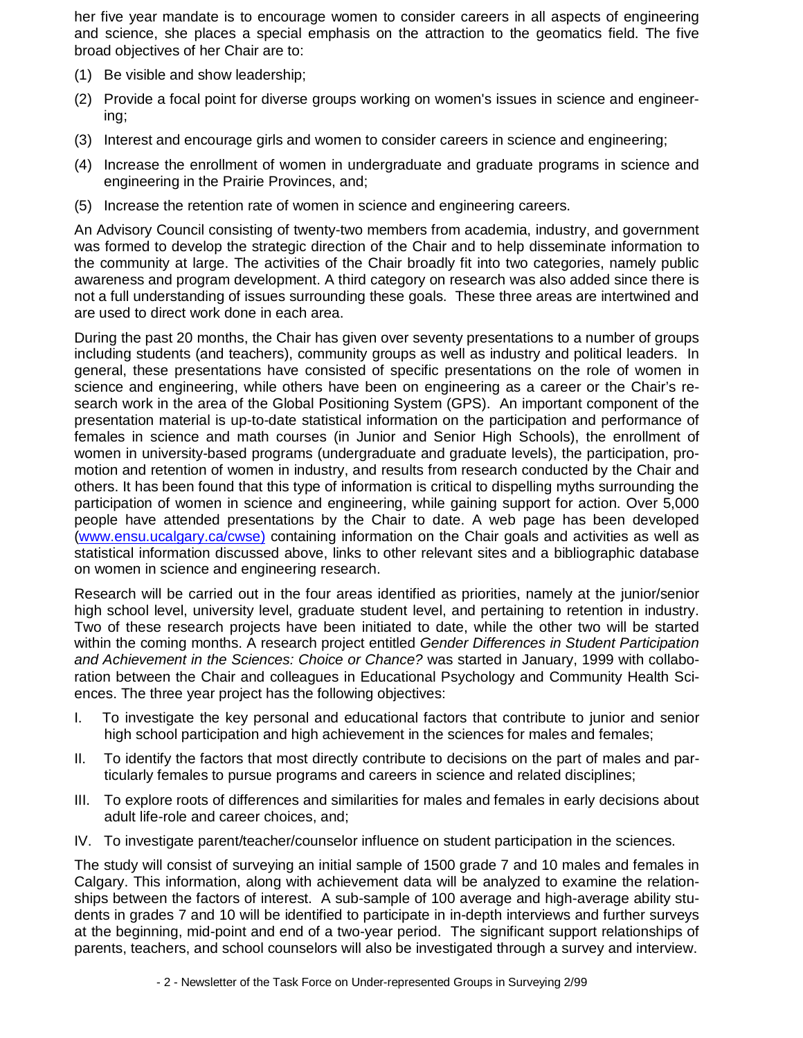her five year mandate is to encourage women to consider careers in all aspects of engineering and science, she places a special emphasis on the attraction to the geomatics field. The five broad objectives of her Chair are to:

(1) Be visible and show leadership;

(2) Provide a focal point for diverse groups working on women's issues in science and engineering;

(3) Interest and encourage girls and women to consider careers in science and engineering;

(4) Increase the enrollment of women in undergraduate and graduate programs in science and engineering in the Prairie Provinces, and;

(5) Increase the retention rate of women in science and engineering careers.

An Advisory Council consisting of twenty-two members from academia, industry, and government was formed to develop the strategic direction of the Chair and to help disseminate information to the community at large. The activities of the Chair broadly fit into two categories, namely public awareness and program development. A third category on research was also added since there is not a full understanding of issues surrounding these goals. These three areas are intertwined and are used to direct work done in each area.

During the past 20 months, the Chair has given over seventy presentations to a number of groups including students (and teachers), community groups as well as industry and political leaders. In general, these presentations have consisted of specific presentations on the role of women in science and engineering, while others have been on engineering as a career or the Chair's research work in the area of the Global Positioning System (GPS). An important component of the presentation material is up-to-date statistical information on the participation and performance of females in science and math courses (in Junior and Senior High Schools), the enrollment of women in university-based programs (undergraduate and graduate levels), the participation, promotion and retention of women in industry, and results from research conducted by the Chair and others. It has been found that this type of information is critical to dispelling myths surrounding the participation of women in science and engineering, while gaining support for action. Over 5,000 people have attended presentations by the Chair to date. A web page has been developed (www.ensu.ucalgary.ca/cwse) containing information on the Chair goals and activities as well as statistical information discussed above, links to other relevant sites and a bibliographic database on women in science and engineering research.

Research will be carried out in the four areas identified as priorities, namely at the junior/senior high school level, university level, graduate student level, and pertaining to retention in industry. Two of these research projects have been initiated to date, while the other two will be started within the coming months. A research project entitled *Gender Differences in Student Participation and Achievement in the Sciences: Choice or Chance?* was started in January, 1999 with collaboration between the Chair and colleagues in Educational Psychology and Community Health Sciences. The three year project has the following objectives:

I. To investigate the key personal and educational factors that contribute to junior and senior high school participation and high achievement in the sciences for males and females;

II. To identify the factors that most directly contribute to decisions on the part of males and particularly females to pursue programs and careers in science and related disciplines;

III. To explore roots of differences and similarities for males and females in early decisions about adult life-role and career choices, and;

IV. To investigate parent/teacher/counselor influence on student participation in the sciences.

The study will consist of surveying an initial sample of 1500 grade 7 and 10 males and females in Calgary. This information, along with achievement data will be analyzed to examine the relationships between the factors of interest. A sub-sample of 100 average and high-average ability students in grades 7 and 10 will be identified to participate in in-depth interviews and further surveys at the beginning, mid-point and end of a two-year period. The significant support relationships of parents, teachers, and school counselors will also be investigated through a survey and interview.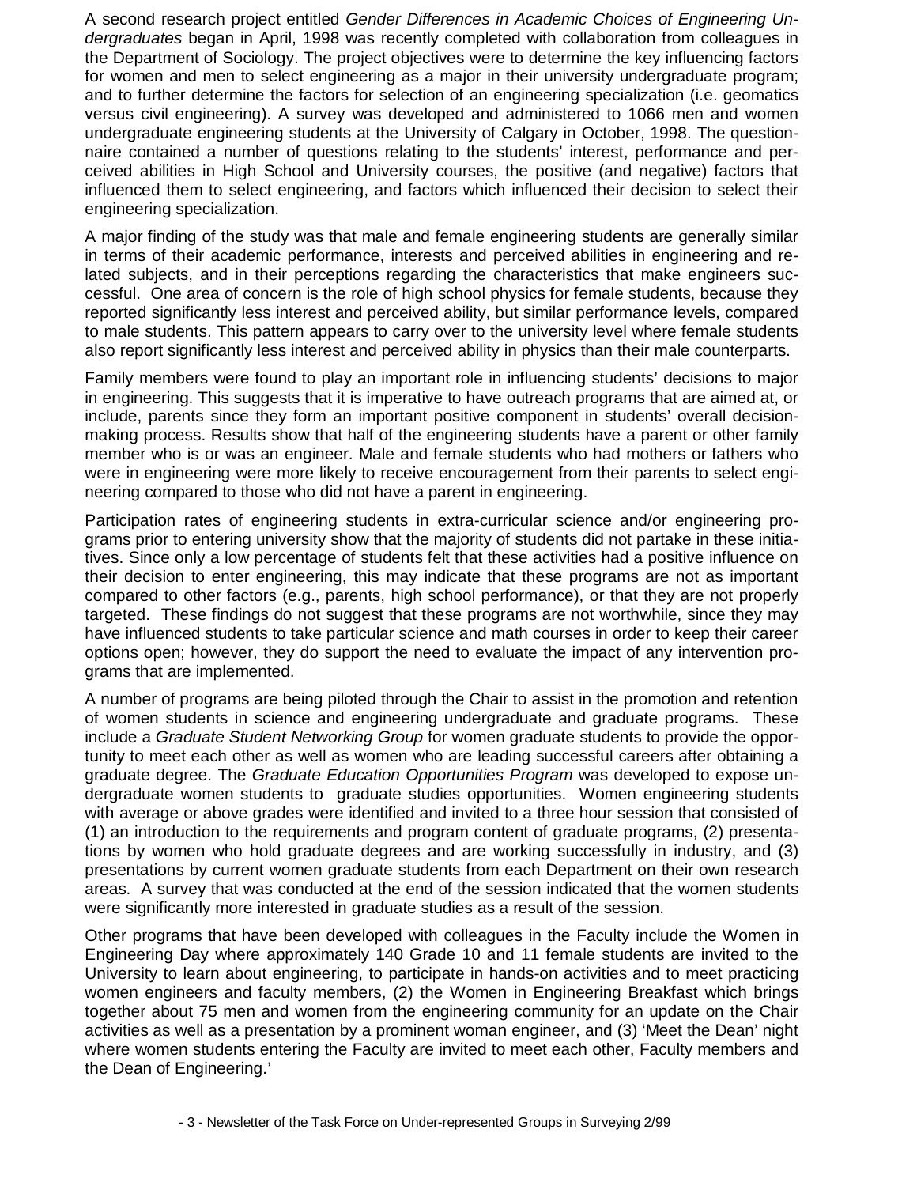A second research project entitled *Gender Differences in Academic Choices of Engineering Undergraduates* began in April, 1998 was recently completed with collaboration from colleagues in the Department of Sociology. The project objectives were to determine the key influencing factors for women and men to select engineering as a major in their university undergraduate program; and to further determine the factors for selection of an engineering specialization (i.e. geomatics versus civil engineering). A survey was developed and administered to 1066 men and women undergraduate engineering students at the University of Calgary in October, 1998. The questionnaire contained a number of questions relating to the students' interest, performance and perceived abilities in High School and University courses, the positive (and negative) factors that influenced them to select engineering, and factors which influenced their decision to select their engineering specialization.

A major finding of the study was that male and female engineering students are generally similar in terms of their academic performance, interests and perceived abilities in engineering and related subjects, and in their perceptions regarding the characteristics that make engineers successful. One area of concern is the role of high school physics for female students, because they reported significantly less interest and perceived ability, but similar performance levels, compared to male students. This pattern appears to carry over to the university level where female students also report significantly less interest and perceived ability in physics than their male counterparts.

Family members were found to play an important role in influencing students' decisions to major in engineering. This suggests that it is imperative to have outreach programs that are aimed at, or include, parents since they form an important positive component in students' overall decision-making process. Results show that half of the engineering students have a parent or other family member who is or was an engineer. Male and female students who had mothers or fathers who were in engineering were more likely to receive encouragement from their parents to select engineering compared to those who did not have a parent in engineering.

Participation rates of engineering students in extra-curricular science and/or engineering programs prior to entering university show that the majority of students did not partake in these initiatives. Since only a low percentage of students felt that these activities had a positive influence on their decision to enter engineering, this may indicate that these programs are not as important compared to other factors (e.g., parents, high school performance), or that they are not properly targeted. These findings do not suggest that these programs are not worthwhile, since they may have influenced students to take particular science and math courses in order to keep their career options open; however, they do support the need to evaluate the impact of any intervention programs that are implemented.

A number of programs are being piloted through the Chair to assist in the promotion and retention of women students in science and engineering undergraduate and graduate programs. These include a *Graduate Student Networking Group* for women graduate students to provide the opportunity to meet each other as well as women who are leading successful careers after obtaining a graduate degree. The *Graduate Education Opportunities Program* was developed to expose undergraduate women students to graduate studies opportunities. Women engineering students with average or above grades were identified and invited to a three hour session that consisted of (1) an introduction to the requirements and program content of graduate programs, (2) presentations by women who hold graduate degrees and are working successfully in industry, and (3) presentations by current women graduate students from each Department on their own research areas. A survey that was conducted at the end of the session indicated that the women students were significantly more interested in graduate studies as a result of the session.

Other programs that have been developed with colleagues in the Faculty include the Women in Engineering Day where approximately 140 Grade 10 and 11 female students are invited to the University to learn about engineering, to participate in hands-on activities and to meet practicing women engineers and faculty members, (2) the Women in Engineering Breakfast which brings together about 75 men and women from the engineering community for an update on the Chair activities as well as a presentation by a prominent woman engineer, and (3) 'Meet the Dean' night where women students entering the Faculty are invited to meet each other, Faculty members and the Dean of Engineering.'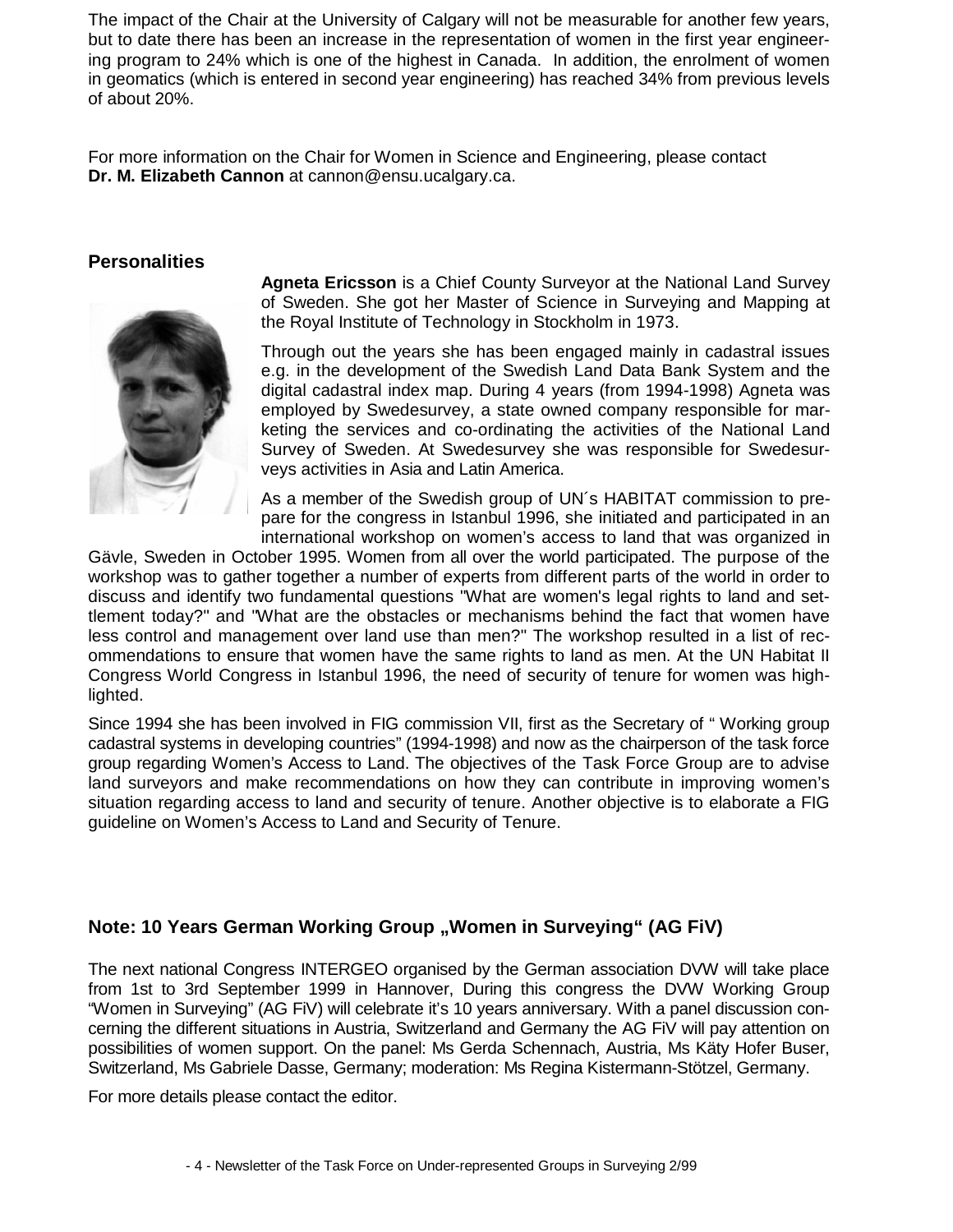The impact of the Chair at the University of Calgary will not be measurable for another few years, but to date there has been an increase in the representation of women in the first year engineering program to 24% which is one of the highest in Canada. In addition, the enrolment of women in geomatics (which is entered in second year engineering) has reached 34% from previous levels of about 20%.

For more information on the Chair for Women in Science and Engineering, please contact **Dr. M. Elizabeth Cannon** at cannon@ensu.ucalgary.ca.

## Personalities

**Agneta Ericsson** is a Chief County Surveyor at the National Land Survey of Sweden. She got her Master of Science in Surveying and Mapping at the Royal Institute of Technology in Stockholm in 1973.

Through out the years she has been engaged mainly in cadastral issues e.g. in the development of the Swedish Land Data Bank System and the digital cadastral index map. During 4 years (from 1994-1998) Agneta was employed by Swedesurvey, a state owned company responsible for marketing the services and co-ordinating the activities of the National Land Survey of Sweden. At Swedesurvey she was responsible for Swedesurveys activities in Asia and Latin America.

As a member of the Swedish group of UN´s HABITAT commission to prepare for the congress in Istanbul 1996, she initiated and participated in an international workshop on women's access to land that was organized in Gävle, Sweden in October 1995. Women from all over the world participated. The purpose of the workshop was to gather together a number of experts from different parts of the world in order to discuss and identify two fundamental questions "What are women's legal rights to land and settlement today?" and "What are the obstacles or mechanisms behind the fact that women have less control and management over land use than men?" The workshop resulted in a list of recommendations to ensure that women have the same rights to land as men. At the UN Habitat II Congress World Congress in Istanbul 1996, the need of security of tenure for women was highlighted.

Since 1994 she has been involved in FIG commission VII, first as the Secretary of " Working group cadastral systems in developing countries" (1994-1998) and now as the chairperson of the task force group regarding Women's Access to Land. The objectives of the Task Force Group are to advise land surveyors and make recommendations on how they can contribute in improving women's situation regarding access to land and security of tenure. Another objective is to elaborate a FIG guideline on Women's Access to Land and Security of Tenure.

## Note: 10 Years German Working Group „Women in Surveying" (AG FiV)

The next national Congress INTERGEO organised by the German association DVW will take place from 1st to 3rd September 1999 in Hannover, During this congress the DVW Working Group "Women in Surveying" (AG FiV) will celebrate it's 10 years anniversary. With a panel discussion concerning the different situations in Austria, Switzerland and Germany the AG FiV will pay attention on possibilities of women support. On the panel: Ms Gerda Schennach, Austria, Ms Käty Hofer Buser, Switzerland, Ms Gabriele Dasse, Germany; moderation: Ms Regina Kistermann-Stötzel, Germany.

For more details please contact the editor.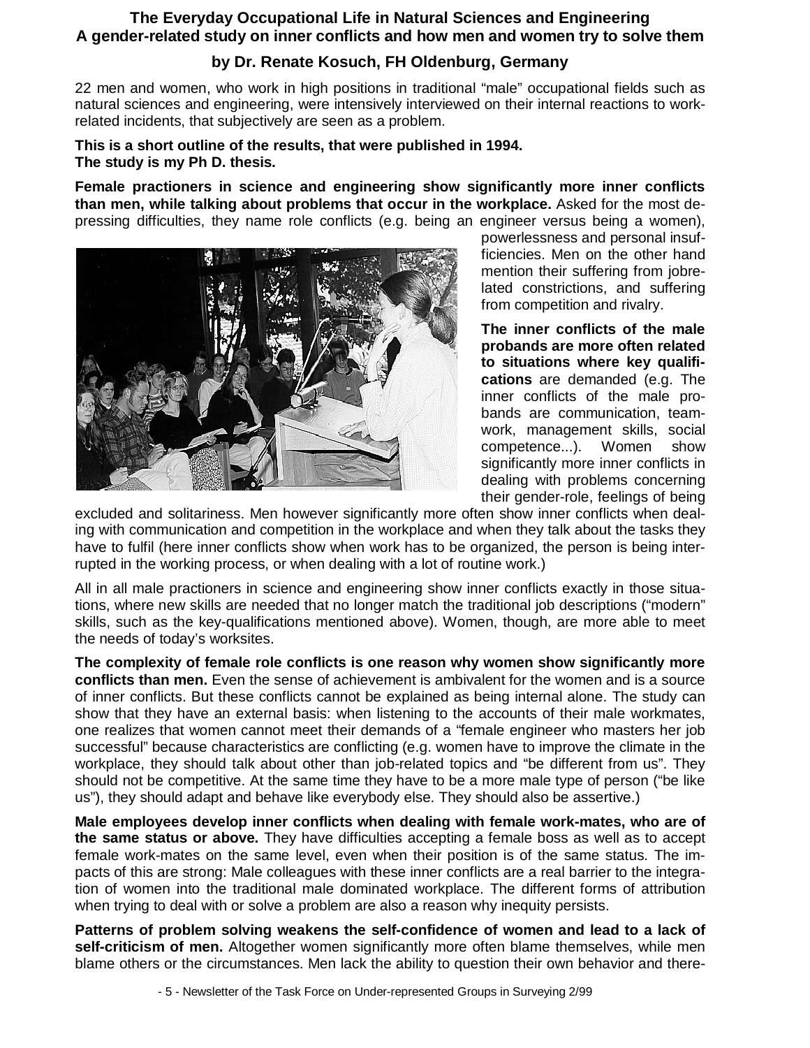## The Everyday Occupational Life in Natural Sciences and Engineering
## A gender-related study on inner conflicts and how men and women try to solve them

### by Dr. Renate Kosuch, FH Oldenburg, Germany

22 men and women, who work in high positions in traditional "male" occupational fields such as natural sciences and engineering, were intensively interviewed on their internal reactions to work-related incidents, that subjectively are seen as a problem.

**This is a short outline of the results, that were published in 1994.**
**The study is my Ph D. thesis.**

**Female practioners in science and engineering show significantly more inner conflicts than men, while talking about problems that occur in the workplace.** Asked for the most depressing difficulties, they name role conflicts (e.g. being an engineer versus being a women), powerlessness and personal insufficiencies. Men on the other hand mention their suffering from jobrelated constrictions, and suffering from competition and rivalry.

**The inner conflicts of the male probands are more often related to situations where key qualifications** are demanded (e.g. The inner conflicts of the male probands are communication, teamwork, management skills, social competence...). Women show significantly more inner conflicts in dealing with problems concerning their gender-role, feelings of being excluded and solitariness. Men however significantly more often show inner conflicts when dealing with communication and competition in the workplace and when they talk about the tasks they have to fulfil (here inner conflicts show when work has to be organized, the person is being interrupted in the working process, or when dealing with a lot of routine work.)

All in all male practioners in science and engineering show inner conflicts exactly in those situations, where new skills are needed that no longer match the traditional job descriptions ("modern" skills, such as the key-qualifications mentioned above). Women, though, are more able to meet the needs of today's worksites.

**The complexity of female role conflicts is one reason why women show significantly more conflicts than men.** Even the sense of achievement is ambivalent for the women and is a source of inner conflicts. But these conflicts cannot be explained as being internal alone. The study can show that they have an external basis: when listening to the accounts of their male workmates, one realizes that women cannot meet their demands of a "female engineer who masters her job successful" because characteristics are conflicting (e.g. women have to improve the climate in the workplace, they should talk about other than job-related topics and "be different from us". They should not be competitive. At the same time they have to be a more male type of person ("be like us"), they should adapt and behave like everybody else. They should also be assertive.)

**Male employees develop inner conflicts when dealing with female work-mates, who are of the same status or above.** They have difficulties accepting a female boss as well as to accept female work-mates on the same level, even when their position is of the same status. The impacts of this are strong: Male colleagues with these inner conflicts are a real barrier to the integration of women into the traditional male dominated workplace. The different forms of attribution when trying to deal with or solve a problem are also a reason why inequity persists.

**Patterns of problem solving weakens the self-confidence of women and lead to a lack of self-criticism of men.** Altogether women significantly more often blame themselves, while men blame others or the circumstances. Men lack the ability to question their own behavior and there-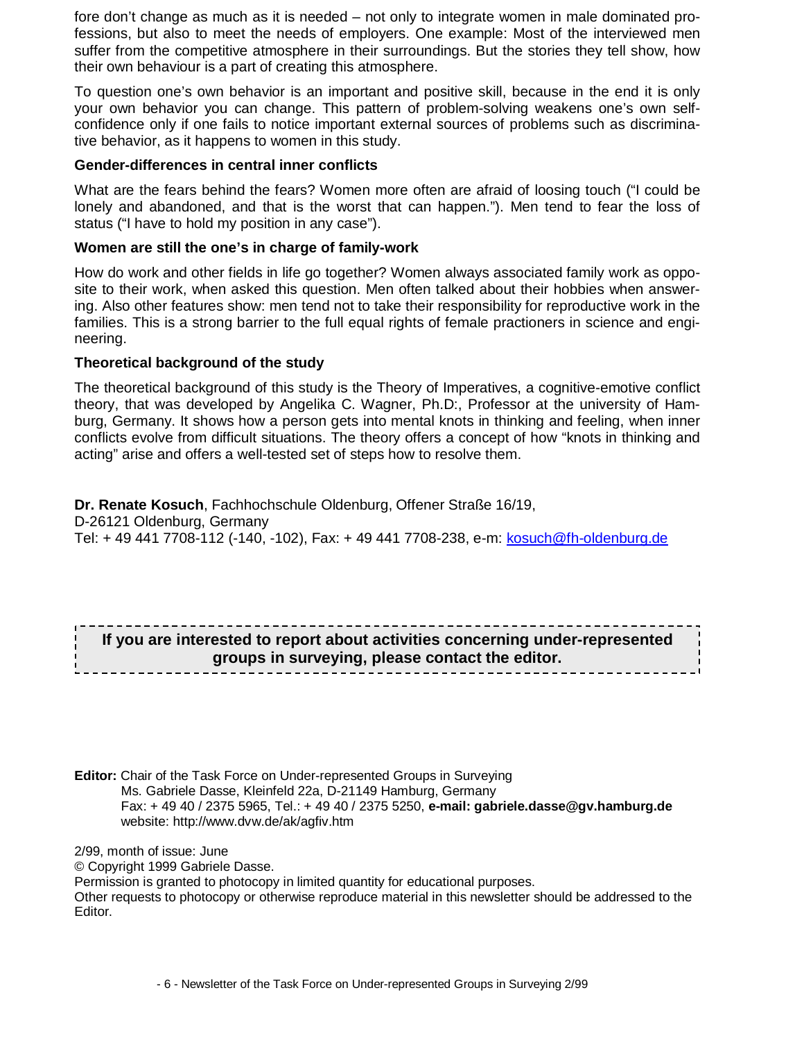fore don't change as much as it is needed – not only to integrate women in male dominated professions, but also to meet the needs of employers. One example: Most of the interviewed men suffer from the competitive atmosphere in their surroundings. But the stories they tell show, how their own behaviour is a part of creating this atmosphere.

To question one's own behavior is an important and positive skill, because in the end it is only your own behavior you can change. This pattern of problem-solving weakens one's own self-confidence only if one fails to notice important external sources of problems such as discriminative behavior, as it happens to women in this study.

**Gender-differences in central inner conflicts**

What are the fears behind the fears? Women more often are afraid of loosing touch ("I could be lonely and abandoned, and that is the worst that can happen."). Men tend to fear the loss of status ("I have to hold my position in any case").

**Women are still the one's in charge of family-work**

How do work and other fields in life go together? Women always associated family work as opposite to their work, when asked this question. Men often talked about their hobbies when answering. Also other features show: men tend not to take their responsibility for reproductive work in the families. This is a strong barrier to the full equal rights of female practioners in science and engineering.

**Theoretical background of the study**

The theoretical background of this study is the Theory of Imperatives, a cognitive-emotive conflict theory, that was developed by Angelika C. Wagner, Ph.D:, Professor at the university of Hamburg, Germany. It shows how a person gets into mental knots in thinking and feeling, when inner conflicts evolve from difficult situations. The theory offers a concept of how "knots in thinking and acting" arise and offers a well-tested set of steps how to resolve them.

**Dr. Renate Kosuch**, Fachhochschule Oldenburg, Offener Straße 16/19,
D-26121 Oldenburg, Germany
Tel: + 49 441 7708-112 (-140, -102), Fax: + 49 441 7708-238, e-m: kosuch@fh-oldenburg.de

**If you are interested to report about activities concerning under-represented groups in surveying, please contact the editor.**

**Editor:** Chair of the Task Force on Under-represented Groups in Surveying
Ms. Gabriele Dasse, Kleinfeld 22a, D-21149 Hamburg, Germany
Fax: + 49 40 / 2375 5965, Tel.: + 49 40 / 2375 5250, **e-mail: gabriele.dasse@gv.hamburg.de**
website: http://www.dvw.de/ak/agfiv.htm

2/99, month of issue: June
© Copyright 1999 Gabriele Dasse.
Permission is granted to photocopy in limited quantity for educational purposes.
Other requests to photocopy or otherwise reproduce material in this newsletter should be addressed to the Editor.